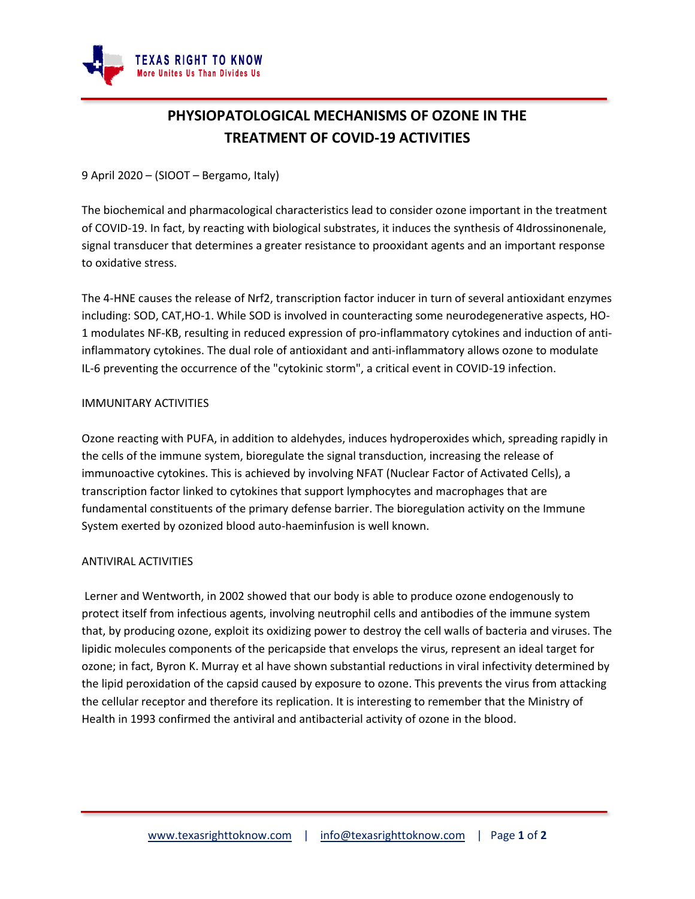# PHYSIOPATOLOGICAL MECHANISMS OF OZONE IN THE TREATMENT OF COVID-19 ACTIVITIES

9 April 2020 – (SIOOT – Bergamo, Italy)

The biochemical and pharmacological characteristics lead to consider ozone important in the treatment of COVID-19. In fact, by reacting with biological substrates, it induces the synthesis of 4Idrossinonenale, signal transducer that determines a greater resistance to prooxidant agents and an important response to oxidative stress.

The 4-HNE causes the release of Nrf2, transcription factor inducer in turn of several antioxidant enzymes including: SOD, CAT,HO-1. While SOD is involved in counteracting some neurodegenerative aspects, HO-1 modulates NF-KB, resulting in reduced expression of pro-inflammatory cytokines and induction of anti-inflammatory cytokines. The dual role of antioxidant and anti-inflammatory allows ozone to modulate IL-6 preventing the occurrence of the "cytokinic storm", a critical event in COVID-19 infection.

IMMUNITARY ACTIVITIES

Ozone reacting with PUFA, in addition to aldehydes, induces hydroperoxides which, spreading rapidly in the cells of the immune system, bioregulate the signal transduction, increasing the release of immunoactive cytokines. This is achieved by involving NFAT (Nuclear Factor of Activated Cells), a transcription factor linked to cytokines that support lymphocytes and macrophages that are fundamental constituents of the primary defense barrier. The bioregulation activity on the Immune System exerted by ozonized blood auto-haeminfusion is well known.

ANTIVIRAL ACTIVITIES

Lerner and Wentworth, in 2002 showed that our body is able to produce ozone endogenously to protect itself from infectious agents, involving neutrophil cells and antibodies of the immune system that, by producing ozone, exploit its oxidizing power to destroy the cell walls of bacteria and viruses. The lipidic molecules components of the pericapside that envelops the virus, represent an ideal target for ozone; in fact, Byron K. Murray et al have shown substantial reductions in viral infectivity determined by the lipid peroxidation of the capsid caused by exposure to ozone. This prevents the virus from attacking the cellular receptor and therefore its replication. It is interesting to remember that the Ministry of Health in 1993 confirmed the antiviral and antibacterial activity of ozone in the blood.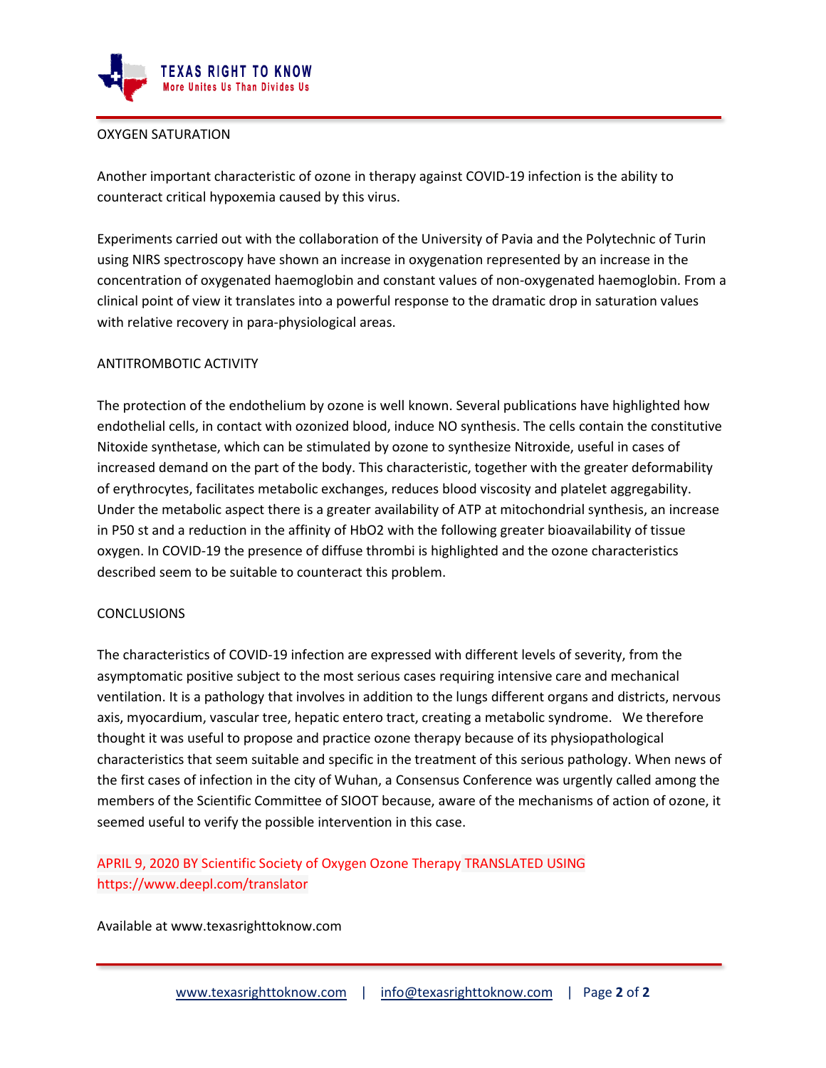## OXYGEN SATURATION

Another important characteristic of ozone in therapy against COVID-19 infection is the ability to counteract critical hypoxemia caused by this virus.

Experiments carried out with the collaboration of the University of Pavia and the Polytechnic of Turin using NIRS spectroscopy have shown an increase in oxygenation represented by an increase in the concentration of oxygenated haemoglobin and constant values of non-oxygenated haemoglobin. From a clinical point of view it translates into a powerful response to the dramatic drop in saturation values with relative recovery in para-physiological areas.

## ANTITROMBOTIC ACTIVITY

The protection of the endothelium by ozone is well known. Several publications have highlighted how endothelial cells, in contact with ozonized blood, induce NO synthesis. The cells contain the constitutive Nitoxide synthetase, which can be stimulated by ozone to synthesize Nitroxide, useful in cases of increased demand on the part of the body. This characteristic, together with the greater deformability of erythrocytes, facilitates metabolic exchanges, reduces blood viscosity and platelet aggregability. Under the metabolic aspect there is a greater availability of ATP at mitochondrial synthesis, an increase in P50 st and a reduction in the affinity of $HbO_2$ with the following greater bioavailability of tissue oxygen. In COVID-19 the presence of diffuse thrombi is highlighted and the ozone characteristics described seem to be suitable to counteract this problem.

## CONCLUSIONS

The characteristics of COVID-19 infection are expressed with different levels of severity, from the asymptomatic positive subject to the most serious cases requiring intensive care and mechanical ventilation. It is a pathology that involves in addition to the lungs different organs and districts, nervous axis, myocardium, vascular tree, hepatic entero tract, creating a metabolic syndrome. We therefore thought it was useful to propose and practice ozone therapy because of its physiopathological characteristics that seem suitable and specific in the treatment of this serious pathology. When news of the first cases of infection in the city of Wuhan, a Consensus Conference was urgently called among the members of the Scientific Committee of SIOOT because, aware of the mechanisms of action of ozone, it seemed useful to verify the possible intervention in this case.

APRIL 9, 2020 BY Scientific Society of Oxygen Ozone Therapy TRANSLATED USING https://www.deepl.com/translator

Available at www.texasrighttoknow.com